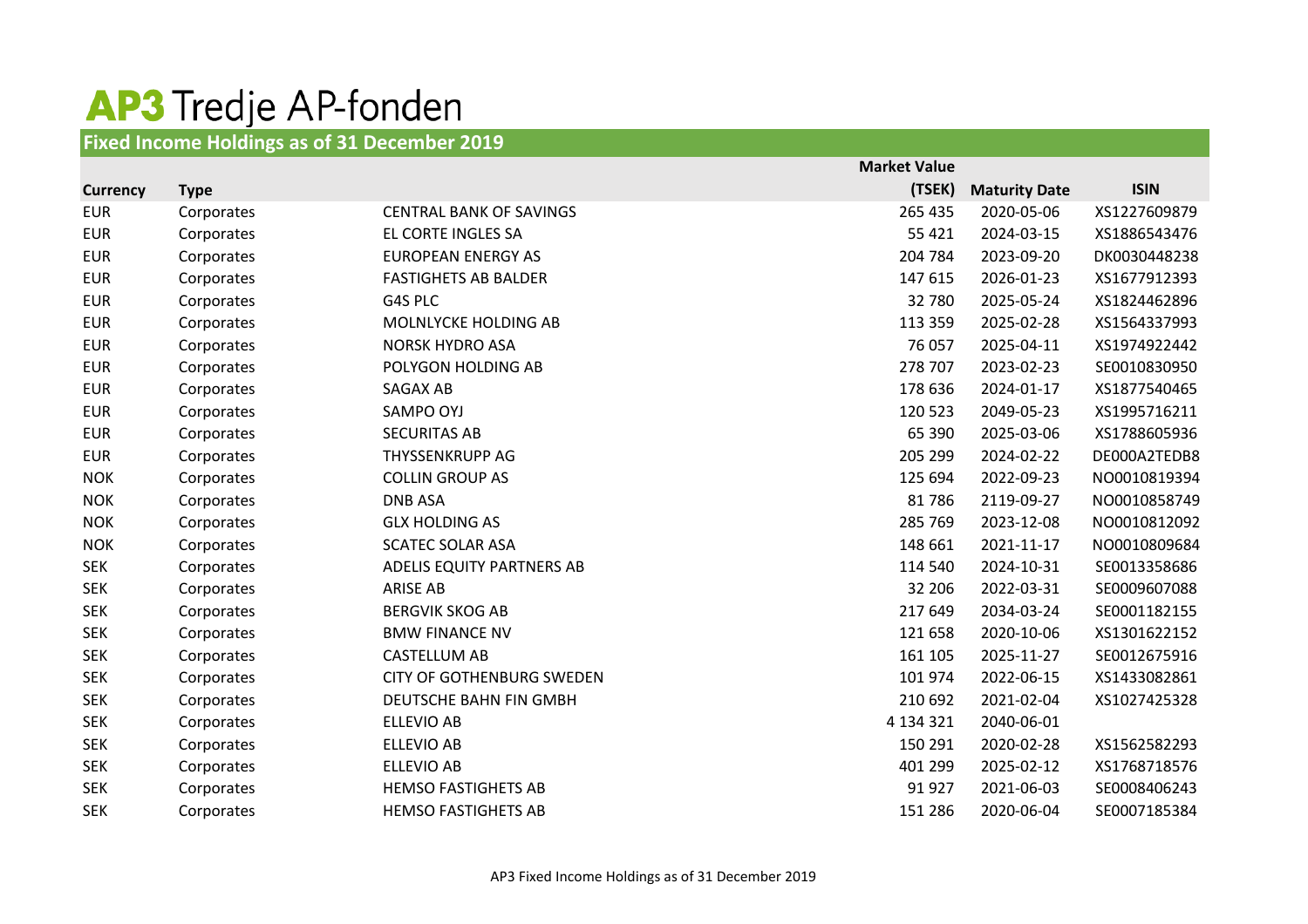# AP3 Tredje AP-fonden

## Fixed Income Holdings as of 31 December 2019

| Currency | Type | | Market Value (TSEK) | Maturity Date | ISIN |
|---|---|---|---|---|---|
| EUR | Corporates | CENTRAL BANK OF SAVINGS | 265 435 | 2020-05-06 | XS1227609879 |
| EUR | Corporates | EL CORTE INGLES SA | 55 421 | 2024-03-15 | XS1886543476 |
| EUR | Corporates | EUROPEAN ENERGY AS | 204 784 | 2023-09-20 | DK0030448238 |
| EUR | Corporates | FASTIGHETS AB BALDER | 147 615 | 2026-01-23 | XS1677912393 |
| EUR | Corporates | G4S PLC | 32 780 | 2025-05-24 | XS1824462896 |
| EUR | Corporates | MOLNLYCKE HOLDING AB | 113 359 | 2025-02-28 | XS1564337993 |
| EUR | Corporates | NORSK HYDRO ASA | 76 057 | 2025-04-11 | XS1974922442 |
| EUR | Corporates | POLYGON HOLDING AB | 278 707 | 2023-02-23 | SE0010830950 |
| EUR | Corporates | SAGAX AB | 178 636 | 2024-01-17 | XS1877540465 |
| EUR | Corporates | SAMPO OYJ | 120 523 | 2049-05-23 | XS1995716211 |
| EUR | Corporates | SECURITAS AB | 65 390 | 2025-03-06 | XS1788605936 |
| EUR | Corporates | THYSSENKRUPP AG | 205 299 | 2024-02-22 | DE000A2TEDB8 |
| NOK | Corporates | COLLIN GROUP AS | 125 694 | 2022-09-23 | NO0010819394 |
| NOK | Corporates | DNB ASA | 81 786 | 2119-09-27 | NO0010858749 |
| NOK | Corporates | GLX HOLDING AS | 285 769 | 2023-12-08 | NO0010812092 |
| NOK | Corporates | SCATEC SOLAR ASA | 148 661 | 2021-11-17 | NO0010809684 |
| SEK | Corporates | ADELIS EQUITY PARTNERS AB | 114 540 | 2024-10-31 | SE0013358686 |
| SEK | Corporates | ARISE AB | 32 206 | 2022-03-31 | SE0009607088 |
| SEK | Corporates | BERGVIK SKOG AB | 217 649 | 2034-03-24 | SE0001182155 |
| SEK | Corporates | BMW FINANCE NV | 121 658 | 2020-10-06 | XS1301622152 |
| SEK | Corporates | CASTELLUM AB | 161 105 | 2025-11-27 | SE0012675916 |
| SEK | Corporates | CITY OF GOTHENBURG SWEDEN | 101 974 | 2022-06-15 | XS1433082861 |
| SEK | Corporates | DEUTSCHE BAHN FIN GMBH | 210 692 | 2021-02-04 | XS1027425328 |
| SEK | Corporates | ELLEVIO AB | 4 134 321 | 2040-06-01 | |
| SEK | Corporates | ELLEVIO AB | 150 291 | 2020-02-28 | XS1562582293 |
| SEK | Corporates | ELLEVIO AB | 401 299 | 2025-02-12 | XS1768718576 |
| SEK | Corporates | HEMSO FASTIGHETS AB | 91 927 | 2021-06-03 | SE0008406243 |
| SEK | Corporates | HEMSO FASTIGHETS AB | 151 286 | 2020-06-04 | SE0007185384 |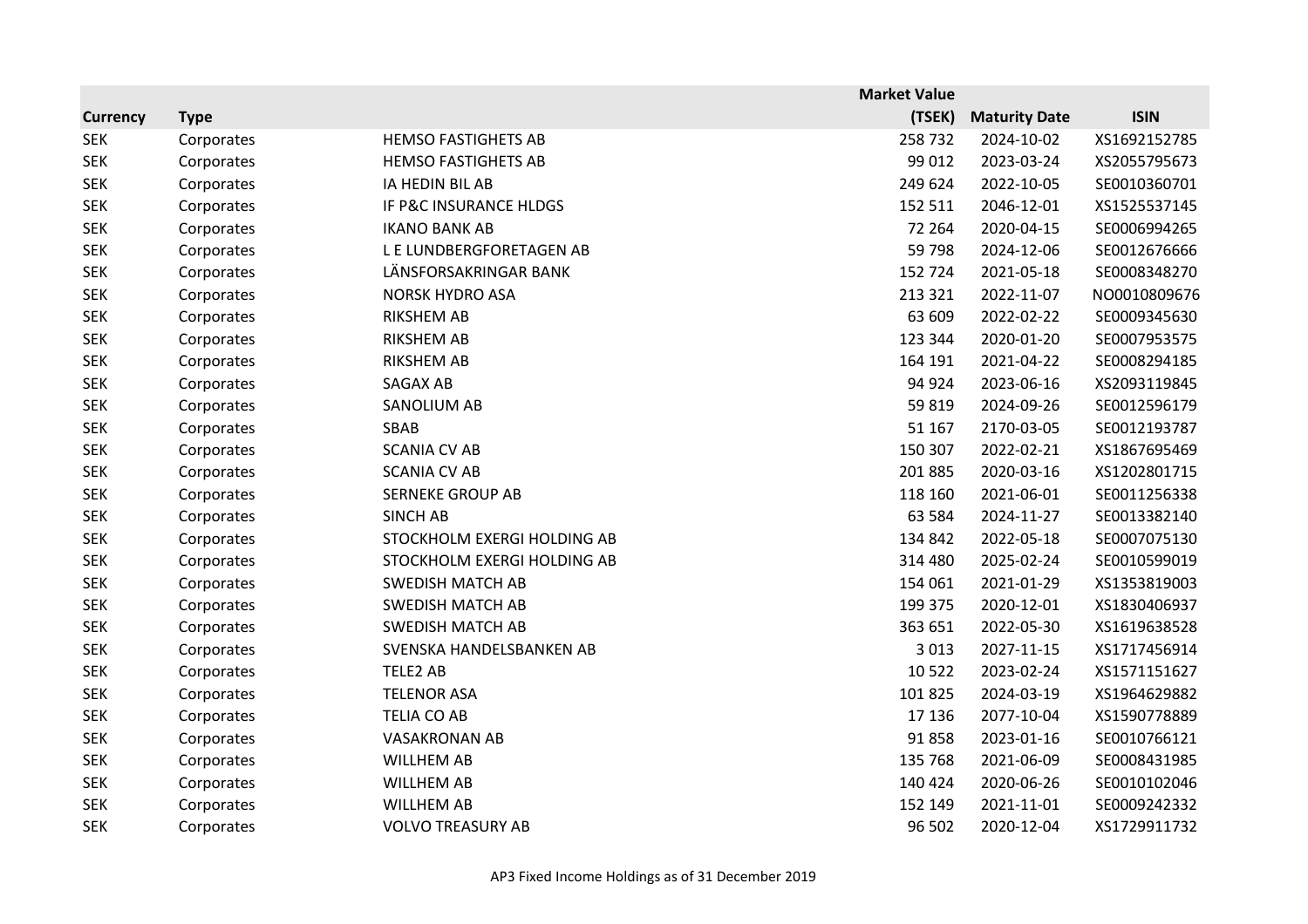| Currency | Type | | Market Value (TSEK) | Maturity Date | ISIN |
|---|---|---|---|---|---|
| SEK | Corporates | HEMSO FASTIGHETS AB | 258 732 | 2024-10-02 | XS1692152785 |
| SEK | Corporates | HEMSO FASTIGHETS AB | 99 012 | 2023-03-24 | XS2055795673 |
| SEK | Corporates | IA HEDIN BIL AB | 249 624 | 2022-10-05 | SE0010360701 |
| SEK | Corporates | IF P&C INSURANCE HLDGS | 152 511 | 2046-12-01 | XS1525537145 |
| SEK | Corporates | IKANO BANK AB | 72 264 | 2020-04-15 | SE0006994265 |
| SEK | Corporates | L E LUNDBERGFORETAGEN AB | 59 798 | 2024-12-06 | SE0012676666 |
| SEK | Corporates | LÄNSFORSAKRINGAR BANK | 152 724 | 2021-05-18 | SE0008348270 |
| SEK | Corporates | NORSK HYDRO ASA | 213 321 | 2022-11-07 | NO0010809676 |
| SEK | Corporates | RIKSHEM AB | 63 609 | 2022-02-22 | SE0009345630 |
| SEK | Corporates | RIKSHEM AB | 123 344 | 2020-01-20 | SE0007953575 |
| SEK | Corporates | RIKSHEM AB | 164 191 | 2021-04-22 | SE0008294185 |
| SEK | Corporates | SAGAX AB | 94 924 | 2023-06-16 | XS2093119845 |
| SEK | Corporates | SANOLIUM AB | 59 819 | 2024-09-26 | SE0012596179 |
| SEK | Corporates | SBAB | 51 167 | 2170-03-05 | SE0012193787 |
| SEK | Corporates | SCANIA CV AB | 150 307 | 2022-02-21 | XS1867695469 |
| SEK | Corporates | SCANIA CV AB | 201 885 | 2020-03-16 | XS1202801715 |
| SEK | Corporates | SERNEKE GROUP AB | 118 160 | 2021-06-01 | SE0011256338 |
| SEK | Corporates | SINCH AB | 63 584 | 2024-11-27 | SE0013382140 |
| SEK | Corporates | STOCKHOLM EXERGI HOLDING AB | 134 842 | 2022-05-18 | SE0007075130 |
| SEK | Corporates | STOCKHOLM EXERGI HOLDING AB | 314 480 | 2025-02-24 | SE0010599019 |
| SEK | Corporates | SWEDISH MATCH AB | 154 061 | 2021-01-29 | XS1353819003 |
| SEK | Corporates | SWEDISH MATCH AB | 199 375 | 2020-12-01 | XS1830406937 |
| SEK | Corporates | SWEDISH MATCH AB | 363 651 | 2022-05-30 | XS1619638528 |
| SEK | Corporates | SVENSKA HANDELSBANKEN AB | 3 013 | 2027-11-15 | XS1717456914 |
| SEK | Corporates | TELE2 AB | 10 522 | 2023-02-24 | XS1571151627 |
| SEK | Corporates | TELENOR ASA | 101 825 | 2024-03-19 | XS1964629882 |
| SEK | Corporates | TELIA CO AB | 17 136 | 2077-10-04 | XS1590778889 |
| SEK | Corporates | VASAKRONAN AB | 91 858 | 2023-01-16 | SE0010766121 |
| SEK | Corporates | WILLHEM AB | 135 768 | 2021-06-09 | SE0008431985 |
| SEK | Corporates | WILLHEM AB | 140 424 | 2020-06-26 | SE0010102046 |
| SEK | Corporates | WILLHEM AB | 152 149 | 2021-11-01 | SE0009242332 |
| SEK | Corporates | VOLVO TREASURY AB | 96 502 | 2020-12-04 | XS1729911732 |

AP3 Fixed Income Holdings as of 31 December 2019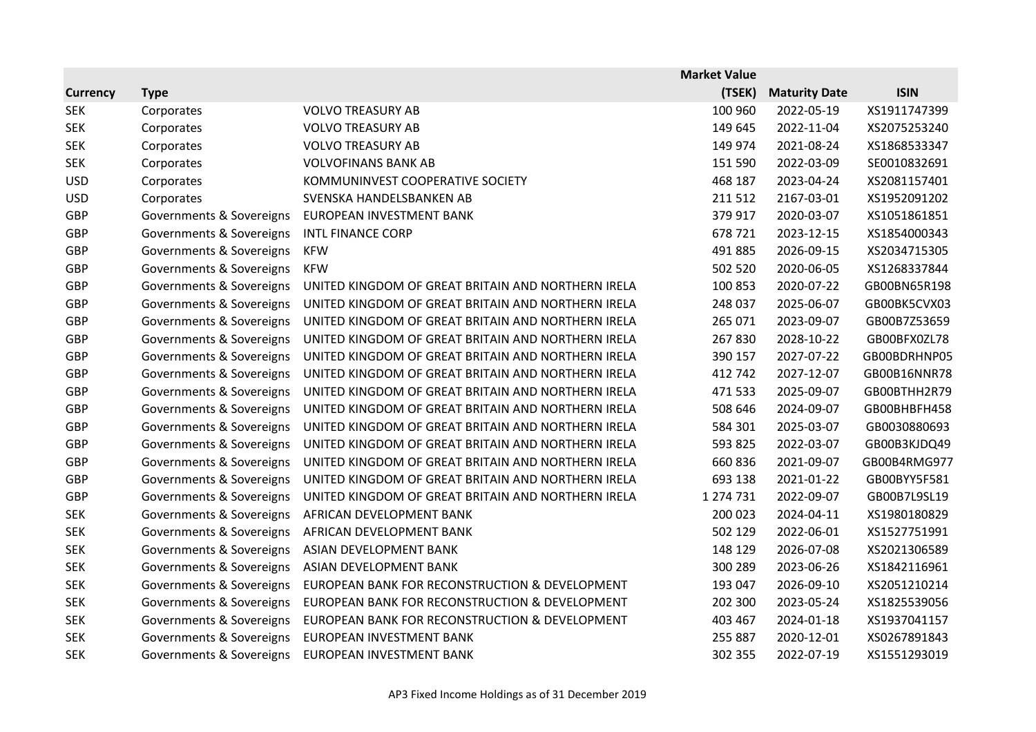| Currency | Type | | Market Value (TSEK) | Maturity Date | ISIN |
|---|---|---|---|---|---|
| SEK | Corporates | VOLVO TREASURY AB | 100 960 | 2022-05-19 | XS1911747399 |
| SEK | Corporates | VOLVO TREASURY AB | 149 645 | 2022-11-04 | XS2075253240 |
| SEK | Corporates | VOLVO TREASURY AB | 149 974 | 2021-08-24 | XS1868533347 |
| SEK | Corporates | VOLVOFINANS BANK AB | 151 590 | 2022-03-09 | SE0010832691 |
| USD | Corporates | KOMMUNINVEST COOPERATIVE SOCIETY | 468 187 | 2023-04-24 | XS2081157401 |
| USD | Corporates | SVENSKA HANDELSBANKEN AB | 211 512 | 2167-03-01 | XS1952091202 |
| GBP | Governments & Sovereigns | EUROPEAN INVESTMENT BANK | 379 917 | 2020-03-07 | XS1051861851 |
| GBP | Governments & Sovereigns | INTL FINANCE CORP | 678 721 | 2023-12-15 | XS1854000343 |
| GBP | Governments & Sovereigns | KFW | 491 885 | 2026-09-15 | XS2034715305 |
| GBP | Governments & Sovereigns | KFW | 502 520 | 2020-06-05 | XS1268337844 |
| GBP | Governments & Sovereigns | UNITED KINGDOM OF GREAT BRITAIN AND NORTHERN IRELA | 100 853 | 2020-07-22 | GB00BN65R198 |
| GBP | Governments & Sovereigns | UNITED KINGDOM OF GREAT BRITAIN AND NORTHERN IRELA | 248 037 | 2025-06-07 | GB00BK5CVX03 |
| GBP | Governments & Sovereigns | UNITED KINGDOM OF GREAT BRITAIN AND NORTHERN IRELA | 265 071 | 2023-09-07 | GB00B7Z53659 |
| GBP | Governments & Sovereigns | UNITED KINGDOM OF GREAT BRITAIN AND NORTHERN IRELA | 267 830 | 2028-10-22 | GB00BFX0ZL78 |
| GBP | Governments & Sovereigns | UNITED KINGDOM OF GREAT BRITAIN AND NORTHERN IRELA | 390 157 | 2027-07-22 | GB00BDRHNP05 |
| GBP | Governments & Sovereigns | UNITED KINGDOM OF GREAT BRITAIN AND NORTHERN IRELA | 412 742 | 2027-12-07 | GB00B16NNR78 |
| GBP | Governments & Sovereigns | UNITED KINGDOM OF GREAT BRITAIN AND NORTHERN IRELA | 471 533 | 2025-09-07 | GB00BTHH2R79 |
| GBP | Governments & Sovereigns | UNITED KINGDOM OF GREAT BRITAIN AND NORTHERN IRELA | 508 646 | 2024-09-07 | GB00BHBFH458 |
| GBP | Governments & Sovereigns | UNITED KINGDOM OF GREAT BRITAIN AND NORTHERN IRELA | 584 301 | 2025-03-07 | GB0030880693 |
| GBP | Governments & Sovereigns | UNITED KINGDOM OF GREAT BRITAIN AND NORTHERN IRELA | 593 825 | 2022-03-07 | GB00B3KJDQ49 |
| GBP | Governments & Sovereigns | UNITED KINGDOM OF GREAT BRITAIN AND NORTHERN IRELA | 660 836 | 2021-09-07 | GB00B4RMG977 |
| GBP | Governments & Sovereigns | UNITED KINGDOM OF GREAT BRITAIN AND NORTHERN IRELA | 693 138 | 2021-01-22 | GB00BYY5F581 |
| GBP | Governments & Sovereigns | UNITED KINGDOM OF GREAT BRITAIN AND NORTHERN IRELA | 1 274 731 | 2022-09-07 | GB00B7L9SL19 |
| SEK | Governments & Sovereigns | AFRICAN DEVELOPMENT BANK | 200 023 | 2024-04-11 | XS1980180829 |
| SEK | Governments & Sovereigns | AFRICAN DEVELOPMENT BANK | 502 129 | 2022-06-01 | XS1527751991 |
| SEK | Governments & Sovereigns | ASIAN DEVELOPMENT BANK | 148 129 | 2026-07-08 | XS2021306589 |
| SEK | Governments & Sovereigns | ASIAN DEVELOPMENT BANK | 300 289 | 2023-06-26 | XS1842116961 |
| SEK | Governments & Sovereigns | EUROPEAN BANK FOR RECONSTRUCTION & DEVELOPMENT | 193 047 | 2026-09-10 | XS2051210214 |
| SEK | Governments & Sovereigns | EUROPEAN BANK FOR RECONSTRUCTION & DEVELOPMENT | 202 300 | 2023-05-24 | XS1825539056 |
| SEK | Governments & Sovereigns | EUROPEAN BANK FOR RECONSTRUCTION & DEVELOPMENT | 403 467 | 2024-01-18 | XS1937041157 |
| SEK | Governments & Sovereigns | EUROPEAN INVESTMENT BANK | 255 887 | 2020-12-01 | XS0267891843 |
| SEK | Governments & Sovereigns | EUROPEAN INVESTMENT BANK | 302 355 | 2022-07-19 | XS1551293019 |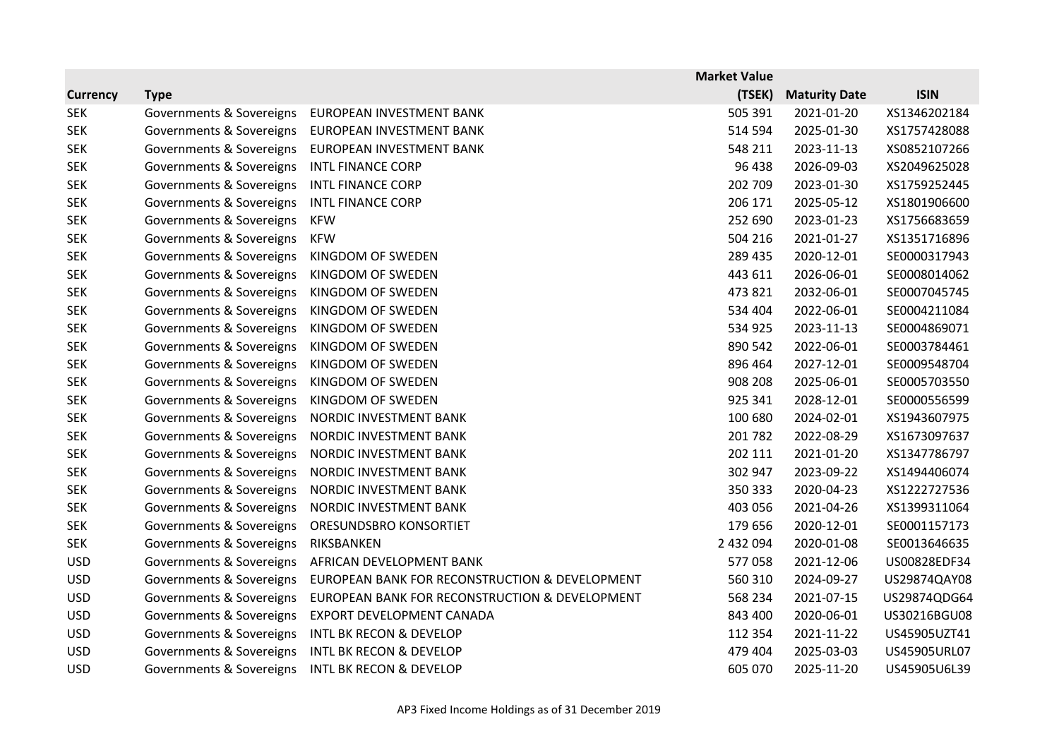| Currency | Type | | Market Value (TSEK) | Maturity Date | ISIN |
|---|---|---|---|---|---|
| SEK | Governments & Sovereigns | EUROPEAN INVESTMENT BANK | 505 391 | 2021-01-20 | XS1346202184 |
| SEK | Governments & Sovereigns | EUROPEAN INVESTMENT BANK | 514 594 | 2025-01-30 | XS1757428088 |
| SEK | Governments & Sovereigns | EUROPEAN INVESTMENT BANK | 548 211 | 2023-11-13 | XS0852107266 |
| SEK | Governments & Sovereigns | INTL FINANCE CORP | 96 438 | 2026-09-03 | XS2049625028 |
| SEK | Governments & Sovereigns | INTL FINANCE CORP | 202 709 | 2023-01-30 | XS1759252445 |
| SEK | Governments & Sovereigns | INTL FINANCE CORP | 206 171 | 2025-05-12 | XS1801906600 |
| SEK | Governments & Sovereigns | KFW | 252 690 | 2023-01-23 | XS1756683659 |
| SEK | Governments & Sovereigns | KFW | 504 216 | 2021-01-27 | XS1351716896 |
| SEK | Governments & Sovereigns | KINGDOM OF SWEDEN | 289 435 | 2020-12-01 | SE0000317943 |
| SEK | Governments & Sovereigns | KINGDOM OF SWEDEN | 443 611 | 2026-06-01 | SE0008014062 |
| SEK | Governments & Sovereigns | KINGDOM OF SWEDEN | 473 821 | 2032-06-01 | SE0007045745 |
| SEK | Governments & Sovereigns | KINGDOM OF SWEDEN | 534 404 | 2022-06-01 | SE0004211084 |
| SEK | Governments & Sovereigns | KINGDOM OF SWEDEN | 534 925 | 2023-11-13 | SE0004869071 |
| SEK | Governments & Sovereigns | KINGDOM OF SWEDEN | 890 542 | 2022-06-01 | SE0003784461 |
| SEK | Governments & Sovereigns | KINGDOM OF SWEDEN | 896 464 | 2027-12-01 | SE0009548704 |
| SEK | Governments & Sovereigns | KINGDOM OF SWEDEN | 908 208 | 2025-06-01 | SE0005703550 |
| SEK | Governments & Sovereigns | KINGDOM OF SWEDEN | 925 341 | 2028-12-01 | SE0000556599 |
| SEK | Governments & Sovereigns | NORDIC INVESTMENT BANK | 100 680 | 2024-02-01 | XS1943607975 |
| SEK | Governments & Sovereigns | NORDIC INVESTMENT BANK | 201 782 | 2022-08-29 | XS1673097637 |
| SEK | Governments & Sovereigns | NORDIC INVESTMENT BANK | 202 111 | 2021-01-20 | XS1347786797 |
| SEK | Governments & Sovereigns | NORDIC INVESTMENT BANK | 302 947 | 2023-09-22 | XS1494406074 |
| SEK | Governments & Sovereigns | NORDIC INVESTMENT BANK | 350 333 | 2020-04-23 | XS1222727536 |
| SEK | Governments & Sovereigns | NORDIC INVESTMENT BANK | 403 056 | 2021-04-26 | XS1399311064 |
| SEK | Governments & Sovereigns | ORESUNDSBRO KONSORTIET | 179 656 | 2020-12-01 | SE0001157173 |
| SEK | Governments & Sovereigns | RIKSBANKEN | 2 432 094 | 2020-01-08 | SE0013646635 |
| USD | Governments & Sovereigns | AFRICAN DEVELOPMENT BANK | 577 058 | 2021-12-06 | US00828EDF34 |
| USD | Governments & Sovereigns | EUROPEAN BANK FOR RECONSTRUCTION & DEVELOPMENT | 560 310 | 2024-09-27 | US29874QAY08 |
| USD | Governments & Sovereigns | EUROPEAN BANK FOR RECONSTRUCTION & DEVELOPMENT | 568 234 | 2021-07-15 | US29874QDG64 |
| USD | Governments & Sovereigns | EXPORT DEVELOPMENT CANADA | 843 400 | 2020-06-01 | US30216BGU08 |
| USD | Governments & Sovereigns | INTL BK RECON & DEVELOP | 112 354 | 2021-11-22 | US45905UZT41 |
| USD | Governments & Sovereigns | INTL BK RECON & DEVELOP | 479 404 | 2025-03-03 | US45905URL07 |
| USD | Governments & Sovereigns | INTL BK RECON & DEVELOP | 605 070 | 2025-11-20 | US45905U6L39 |

AP3 Fixed Income Holdings as of 31 December 2019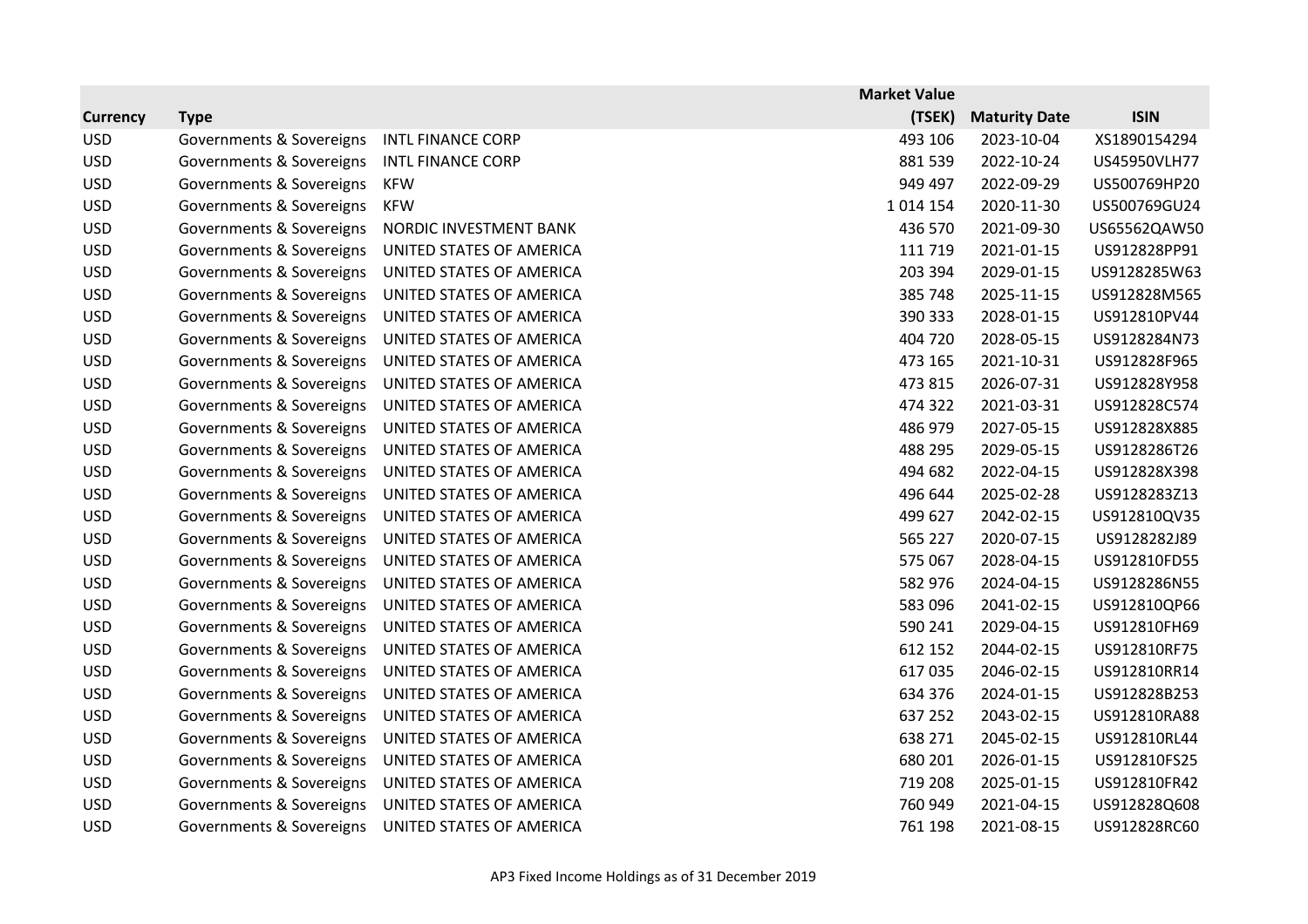| Currency | Type | | Market Value (TSEK) | Maturity Date | ISIN |
|---|---|---|---|---|---|
| USD | Governments & Sovereigns | INTL FINANCE CORP | 493 106 | 2023-10-04 | XS1890154294 |
| USD | Governments & Sovereigns | INTL FINANCE CORP | 881 539 | 2022-10-24 | US45950VLH77 |
| USD | Governments & Sovereigns | KFW | 949 497 | 2022-09-29 | US500769HP20 |
| USD | Governments & Sovereigns | KFW | 1 014 154 | 2020-11-30 | US500769GU24 |
| USD | Governments & Sovereigns | NORDIC INVESTMENT BANK | 436 570 | 2021-09-30 | US65562QAW50 |
| USD | Governments & Sovereigns | UNITED STATES OF AMERICA | 111 719 | 2021-01-15 | US912828PP91 |
| USD | Governments & Sovereigns | UNITED STATES OF AMERICA | 203 394 | 2029-01-15 | US9128285W63 |
| USD | Governments & Sovereigns | UNITED STATES OF AMERICA | 385 748 | 2025-11-15 | US912828M565 |
| USD | Governments & Sovereigns | UNITED STATES OF AMERICA | 390 333 | 2028-01-15 | US912810PV44 |
| USD | Governments & Sovereigns | UNITED STATES OF AMERICA | 404 720 | 2028-05-15 | US9128284N73 |
| USD | Governments & Sovereigns | UNITED STATES OF AMERICA | 473 165 | 2021-10-31 | US912828F965 |
| USD | Governments & Sovereigns | UNITED STATES OF AMERICA | 473 815 | 2026-07-31 | US912828Y958 |
| USD | Governments & Sovereigns | UNITED STATES OF AMERICA | 474 322 | 2021-03-31 | US912828C574 |
| USD | Governments & Sovereigns | UNITED STATES OF AMERICA | 486 979 | 2027-05-15 | US912828X885 |
| USD | Governments & Sovereigns | UNITED STATES OF AMERICA | 488 295 | 2029-05-15 | US9128286T26 |
| USD | Governments & Sovereigns | UNITED STATES OF AMERICA | 494 682 | 2022-04-15 | US912828X398 |
| USD | Governments & Sovereigns | UNITED STATES OF AMERICA | 496 644 | 2025-02-28 | US9128283Z13 |
| USD | Governments & Sovereigns | UNITED STATES OF AMERICA | 499 627 | 2042-02-15 | US912810QV35 |
| USD | Governments & Sovereigns | UNITED STATES OF AMERICA | 565 227 | 2020-07-15 | US9128282J89 |
| USD | Governments & Sovereigns | UNITED STATES OF AMERICA | 575 067 | 2028-04-15 | US912810FD55 |
| USD | Governments & Sovereigns | UNITED STATES OF AMERICA | 582 976 | 2024-04-15 | US9128286N55 |
| USD | Governments & Sovereigns | UNITED STATES OF AMERICA | 583 096 | 2041-02-15 | US912810QP66 |
| USD | Governments & Sovereigns | UNITED STATES OF AMERICA | 590 241 | 2029-04-15 | US912810FH69 |
| USD | Governments & Sovereigns | UNITED STATES OF AMERICA | 612 152 | 2044-02-15 | US912810RF75 |
| USD | Governments & Sovereigns | UNITED STATES OF AMERICA | 617 035 | 2046-02-15 | US912810RR14 |
| USD | Governments & Sovereigns | UNITED STATES OF AMERICA | 634 376 | 2024-01-15 | US912828B253 |
| USD | Governments & Sovereigns | UNITED STATES OF AMERICA | 637 252 | 2043-02-15 | US912810RA88 |
| USD | Governments & Sovereigns | UNITED STATES OF AMERICA | 638 271 | 2045-02-15 | US912810RL44 |
| USD | Governments & Sovereigns | UNITED STATES OF AMERICA | 680 201 | 2026-01-15 | US912810FS25 |
| USD | Governments & Sovereigns | UNITED STATES OF AMERICA | 719 208 | 2025-01-15 | US912810FR42 |
| USD | Governments & Sovereigns | UNITED STATES OF AMERICA | 760 949 | 2021-04-15 | US912828Q608 |
| USD | Governments & Sovereigns | UNITED STATES OF AMERICA | 761 198 | 2021-08-15 | US912828RC60 |

AP3 Fixed Income Holdings as of 31 December 2019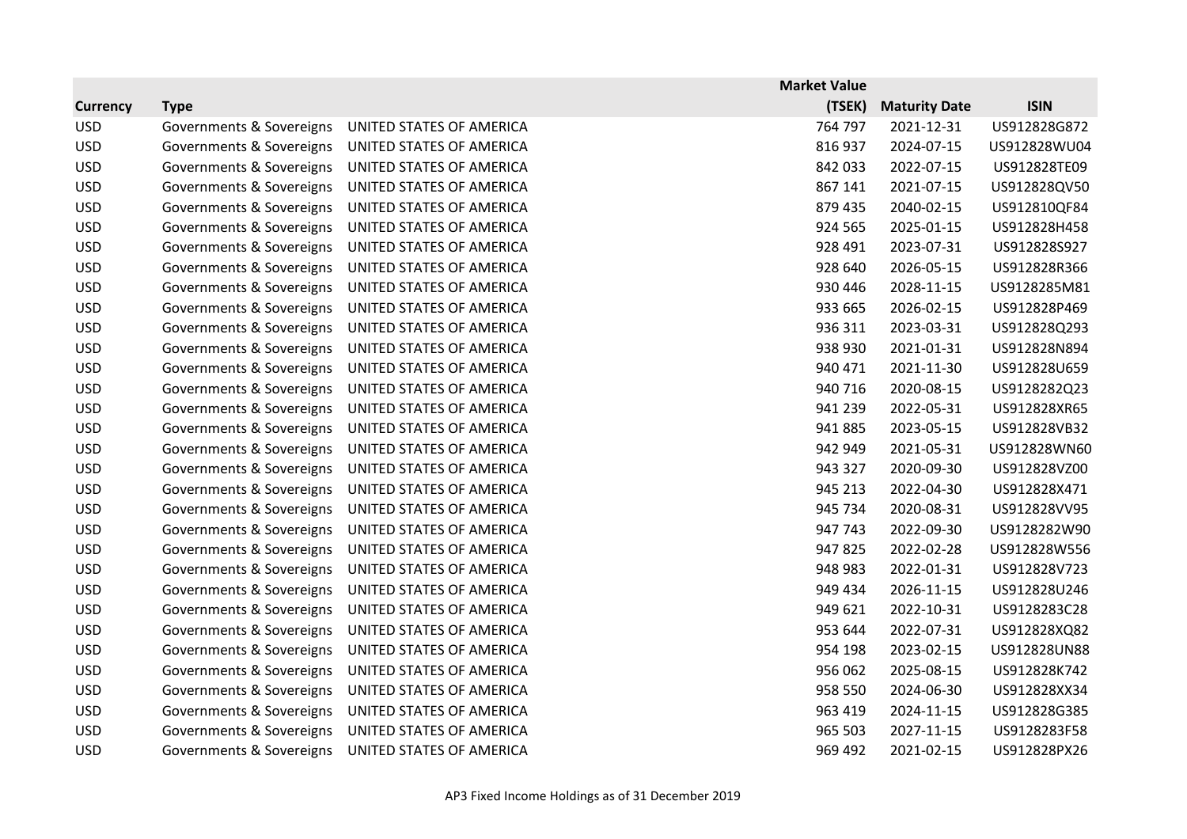| Currency | Type | | Market Value (TSEK) | Maturity Date | ISIN |
|---|---|---|---|---|---|
| USD | Governments & Sovereigns | UNITED STATES OF AMERICA | 764 797 | 2021-12-31 | US912828G872 |
| USD | Governments & Sovereigns | UNITED STATES OF AMERICA | 816 937 | 2024-07-15 | US912828WU04 |
| USD | Governments & Sovereigns | UNITED STATES OF AMERICA | 842 033 | 2022-07-15 | US912828TE09 |
| USD | Governments & Sovereigns | UNITED STATES OF AMERICA | 867 141 | 2021-07-15 | US912828QV50 |
| USD | Governments & Sovereigns | UNITED STATES OF AMERICA | 879 435 | 2040-02-15 | US912810QF84 |
| USD | Governments & Sovereigns | UNITED STATES OF AMERICA | 924 565 | 2025-01-15 | US912828H458 |
| USD | Governments & Sovereigns | UNITED STATES OF AMERICA | 928 491 | 2023-07-31 | US912828S927 |
| USD | Governments & Sovereigns | UNITED STATES OF AMERICA | 928 640 | 2026-05-15 | US912828R366 |
| USD | Governments & Sovereigns | UNITED STATES OF AMERICA | 930 446 | 2028-11-15 | US9128285M81 |
| USD | Governments & Sovereigns | UNITED STATES OF AMERICA | 933 665 | 2026-02-15 | US912828P469 |
| USD | Governments & Sovereigns | UNITED STATES OF AMERICA | 936 311 | 2023-03-31 | US912828Q293 |
| USD | Governments & Sovereigns | UNITED STATES OF AMERICA | 938 930 | 2021-01-31 | US912828N894 |
| USD | Governments & Sovereigns | UNITED STATES OF AMERICA | 940 471 | 2021-11-30 | US912828U659 |
| USD | Governments & Sovereigns | UNITED STATES OF AMERICA | 940 716 | 2020-08-15 | US9128282Q23 |
| USD | Governments & Sovereigns | UNITED STATES OF AMERICA | 941 239 | 2022-05-31 | US912828XR65 |
| USD | Governments & Sovereigns | UNITED STATES OF AMERICA | 941 885 | 2023-05-15 | US912828VB32 |
| USD | Governments & Sovereigns | UNITED STATES OF AMERICA | 942 949 | 2021-05-31 | US912828WN60 |
| USD | Governments & Sovereigns | UNITED STATES OF AMERICA | 943 327 | 2020-09-30 | US912828VZ00 |
| USD | Governments & Sovereigns | UNITED STATES OF AMERICA | 945 213 | 2022-04-30 | US912828X471 |
| USD | Governments & Sovereigns | UNITED STATES OF AMERICA | 945 734 | 2020-08-31 | US912828VV95 |
| USD | Governments & Sovereigns | UNITED STATES OF AMERICA | 947 743 | 2022-09-30 | US9128282W90 |
| USD | Governments & Sovereigns | UNITED STATES OF AMERICA | 947 825 | 2022-02-28 | US912828W556 |
| USD | Governments & Sovereigns | UNITED STATES OF AMERICA | 948 983 | 2022-01-31 | US912828V723 |
| USD | Governments & Sovereigns | UNITED STATES OF AMERICA | 949 434 | 2026-11-15 | US912828U246 |
| USD | Governments & Sovereigns | UNITED STATES OF AMERICA | 949 621 | 2022-10-31 | US9128283C28 |
| USD | Governments & Sovereigns | UNITED STATES OF AMERICA | 953 644 | 2022-07-31 | US912828XQ82 |
| USD | Governments & Sovereigns | UNITED STATES OF AMERICA | 954 198 | 2023-02-15 | US912828UN88 |
| USD | Governments & Sovereigns | UNITED STATES OF AMERICA | 956 062 | 2025-08-15 | US912828K742 |
| USD | Governments & Sovereigns | UNITED STATES OF AMERICA | 958 550 | 2024-06-30 | US912828XX34 |
| USD | Governments & Sovereigns | UNITED STATES OF AMERICA | 963 419 | 2024-11-15 | US912828G385 |
| USD | Governments & Sovereigns | UNITED STATES OF AMERICA | 965 503 | 2027-11-15 | US9128283F58 |
| USD | Governments & Sovereigns | UNITED STATES OF AMERICA | 969 492 | 2021-02-15 | US912828PX26 |

AP3 Fixed Income Holdings as of 31 December 2019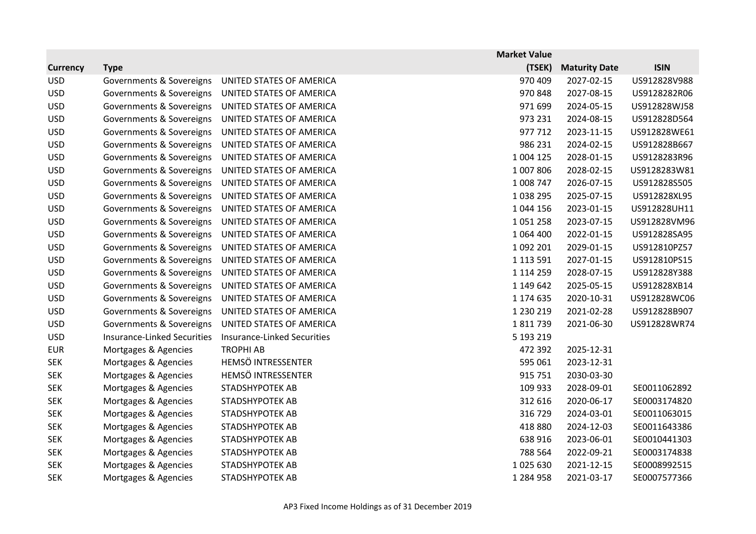| Currency | Type | | Market Value (TSEK) | Maturity Date | ISIN |
|---|---|---|---|---|---|
| USD | Governments & Sovereigns | UNITED STATES OF AMERICA | 970 409 | 2027-02-15 | US912828V988 |
| USD | Governments & Sovereigns | UNITED STATES OF AMERICA | 970 848 | 2027-08-15 | US9128282R06 |
| USD | Governments & Sovereigns | UNITED STATES OF AMERICA | 971 699 | 2024-05-15 | US912828WJ58 |
| USD | Governments & Sovereigns | UNITED STATES OF AMERICA | 973 231 | 2024-08-15 | US912828D564 |
| USD | Governments & Sovereigns | UNITED STATES OF AMERICA | 977 712 | 2023-11-15 | US912828WE61 |
| USD | Governments & Sovereigns | UNITED STATES OF AMERICA | 986 231 | 2024-02-15 | US912828B667 |
| USD | Governments & Sovereigns | UNITED STATES OF AMERICA | 1 004 125 | 2028-01-15 | US9128283R96 |
| USD | Governments & Sovereigns | UNITED STATES OF AMERICA | 1 007 806 | 2028-02-15 | US9128283W81 |
| USD | Governments & Sovereigns | UNITED STATES OF AMERICA | 1 008 747 | 2026-07-15 | US912828S505 |
| USD | Governments & Sovereigns | UNITED STATES OF AMERICA | 1 038 295 | 2025-07-15 | US912828XL95 |
| USD | Governments & Sovereigns | UNITED STATES OF AMERICA | 1 044 156 | 2023-01-15 | US912828UH11 |
| USD | Governments & Sovereigns | UNITED STATES OF AMERICA | 1 051 258 | 2023-07-15 | US912828VM96 |
| USD | Governments & Sovereigns | UNITED STATES OF AMERICA | 1 064 400 | 2022-01-15 | US912828SA95 |
| USD | Governments & Sovereigns | UNITED STATES OF AMERICA | 1 092 201 | 2029-01-15 | US912810PZ57 |
| USD | Governments & Sovereigns | UNITED STATES OF AMERICA | 1 113 591 | 2027-01-15 | US912810PS15 |
| USD | Governments & Sovereigns | UNITED STATES OF AMERICA | 1 114 259 | 2028-07-15 | US912828Y388 |
| USD | Governments & Sovereigns | UNITED STATES OF AMERICA | 1 149 642 | 2025-05-15 | US912828XB14 |
| USD | Governments & Sovereigns | UNITED STATES OF AMERICA | 1 174 635 | 2020-10-31 | US912828WC06 |
| USD | Governments & Sovereigns | UNITED STATES OF AMERICA | 1 230 219 | 2021-02-28 | US912828B907 |
| USD | Governments & Sovereigns | UNITED STATES OF AMERICA | 1 811 739 | 2021-06-30 | US912828WR74 |
| USD | Insurance-Linked Securities | Insurance-Linked Securities | 5 193 219 | | |
| EUR | Mortgages & Agencies | TROPHI AB | 472 392 | 2025-12-31 | |
| SEK | Mortgages & Agencies | HEMSÖ INTRESSENTER | 595 061 | 2023-12-31 | |
| SEK | Mortgages & Agencies | HEMSÖ INTRESSENTER | 915 751 | 2030-03-30 | |
| SEK | Mortgages & Agencies | STADSHYPOTEK AB | 109 933 | 2028-09-01 | SE0011062892 |
| SEK | Mortgages & Agencies | STADSHYPOTEK AB | 312 616 | 2020-06-17 | SE0003174820 |
| SEK | Mortgages & Agencies | STADSHYPOTEK AB | 316 729 | 2024-03-01 | SE0011063015 |
| SEK | Mortgages & Agencies | STADSHYPOTEK AB | 418 880 | 2024-12-03 | SE0011643386 |
| SEK | Mortgages & Agencies | STADSHYPOTEK AB | 638 916 | 2023-06-01 | SE0010441303 |
| SEK | Mortgages & Agencies | STADSHYPOTEK AB | 788 564 | 2022-09-21 | SE0003174838 |
| SEK | Mortgages & Agencies | STADSHYPOTEK AB | 1 025 630 | 2021-12-15 | SE0008992515 |
| SEK | Mortgages & Agencies | STADSHYPOTEK AB | 1 284 958 | 2021-03-17 | SE0007577366 |

AP3 Fixed Income Holdings as of 31 December 2019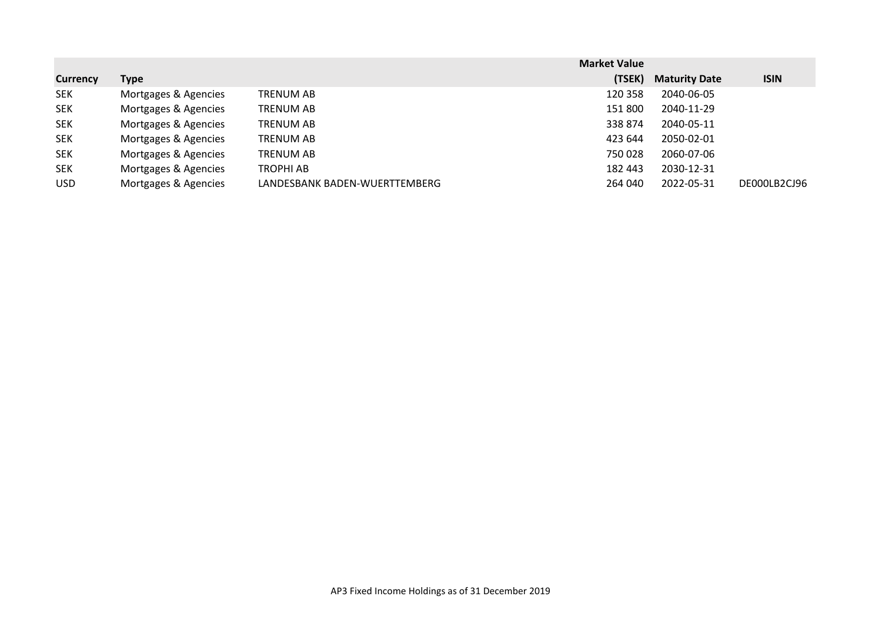| Currency | Type | | Market Value (TSEK) | Maturity Date | ISIN |
|---|---|---|---|---|---|
| SEK | Mortgages & Agencies | TRENUM AB | 120 358 | 2040-06-05 | |
| SEK | Mortgages & Agencies | TRENUM AB | 151 800 | 2040-11-29 | |
| SEK | Mortgages & Agencies | TRENUM AB | 338 874 | 2040-05-11 | |
| SEK | Mortgages & Agencies | TRENUM AB | 423 644 | 2050-02-01 | |
| SEK | Mortgages & Agencies | TRENUM AB | 750 028 | 2060-07-06 | |
| SEK | Mortgages & Agencies | TROPHI AB | 182 443 | 2030-12-31 | |
| USD | Mortgages & Agencies | LANDESBANK BADEN-WUERTTEMBERG | 264 040 | 2022-05-31 | DE000LB2CJ96 |

AP3 Fixed Income Holdings as of 31 December 2019